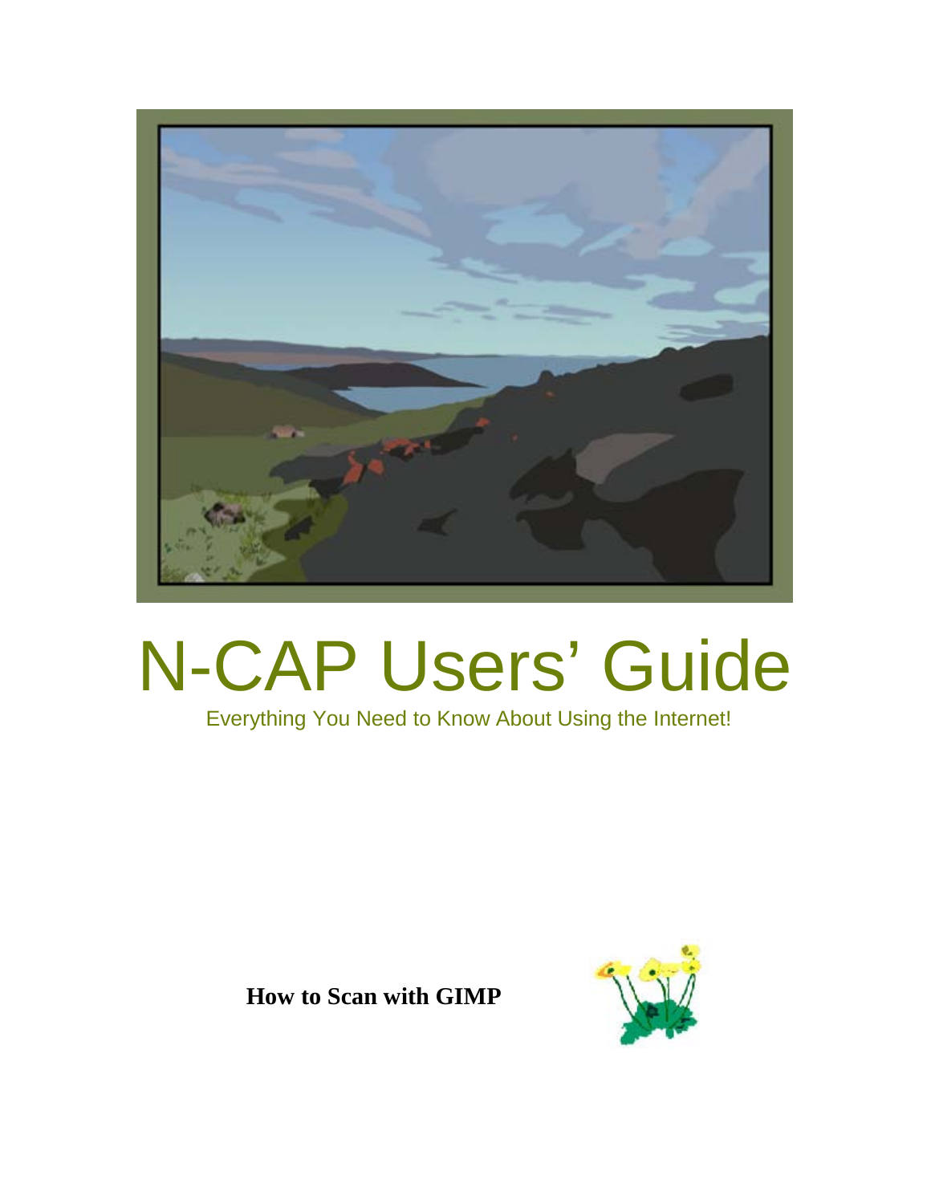# N-CAP Users' Guide

Everything You Need to Know About Using the Internet!

**How to Scan with GIMP**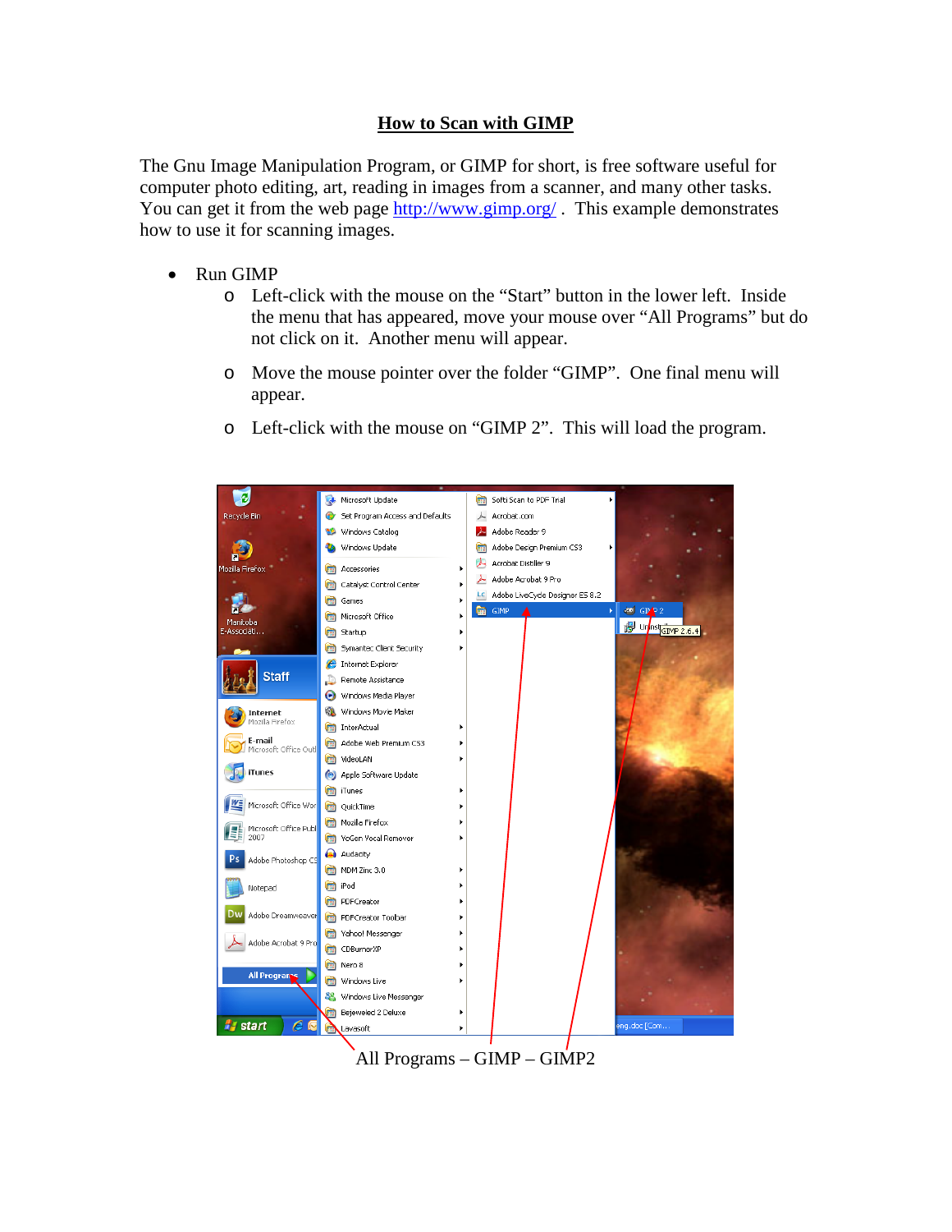# How to Scan with GIMP

The Gnu Image Manipulation Program, or GIMP for short, is free software useful for computer photo editing, art, reading in images from a scanner, and many other tasks. You can get it from the web page http://www.gimp.org/ . This example demonstrates how to use it for scanning images.

- Run GIMP
  - Left-click with the mouse on the "Start" button in the lower left. Inside the menu that has appeared, move your mouse over "All Programs" but do not click on it. Another menu will appear.
  - Move the mouse pointer over the folder "GIMP". One final menu will appear.
  - Left-click with the mouse on "GIMP 2". This will load the program.

All Programs – GIMP – GIMP2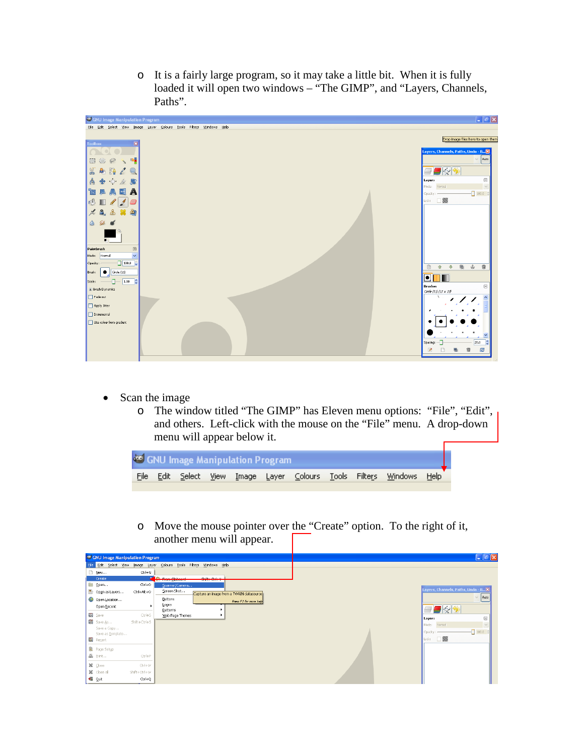- It is a fairly large program, so it may take a little bit. When it is fully loaded it will open two windows – "The GIMP", and "Layers, Channels, Paths".

- Scan the image
  - The window titled "The GIMP" has Eleven menu options: "File", "Edit", and others. Left-click with the mouse on the "File" menu. A drop-down menu will appear below it.
  - Move the mouse pointer over the "Create" option. To the right of it, another menu will appear.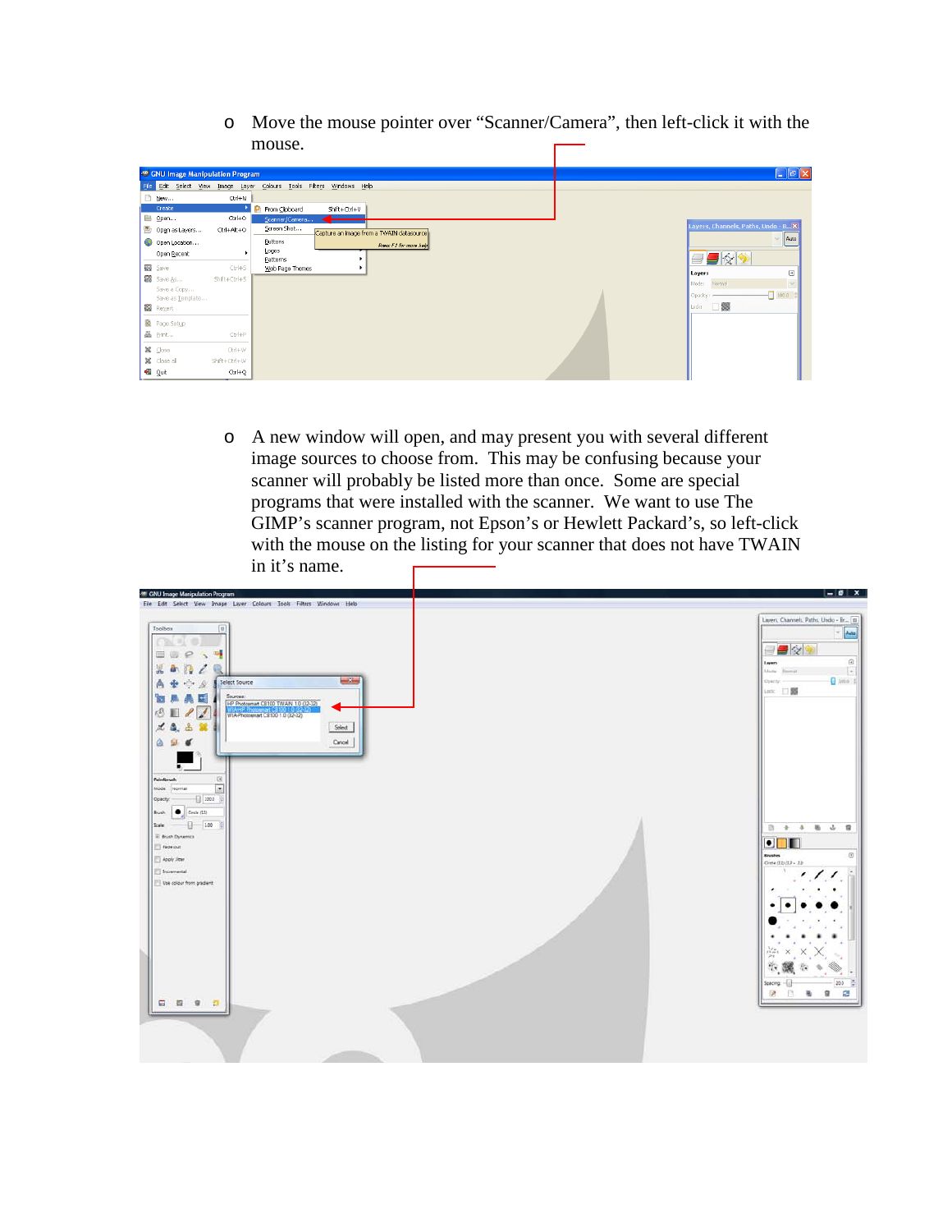- Move the mouse pointer over “Scanner/Camera”, then left-click it with the mouse.

- A new window will open, and may present you with several different image sources to choose from. This may be confusing because your scanner will probably be listed more than once. Some are special programs that were installed with the scanner. We want to use The GIMP’s scanner program, not Epson’s or Hewlett Packard’s, so left-click with the mouse on the listing for your scanner that does not have TWAIN in it’s name.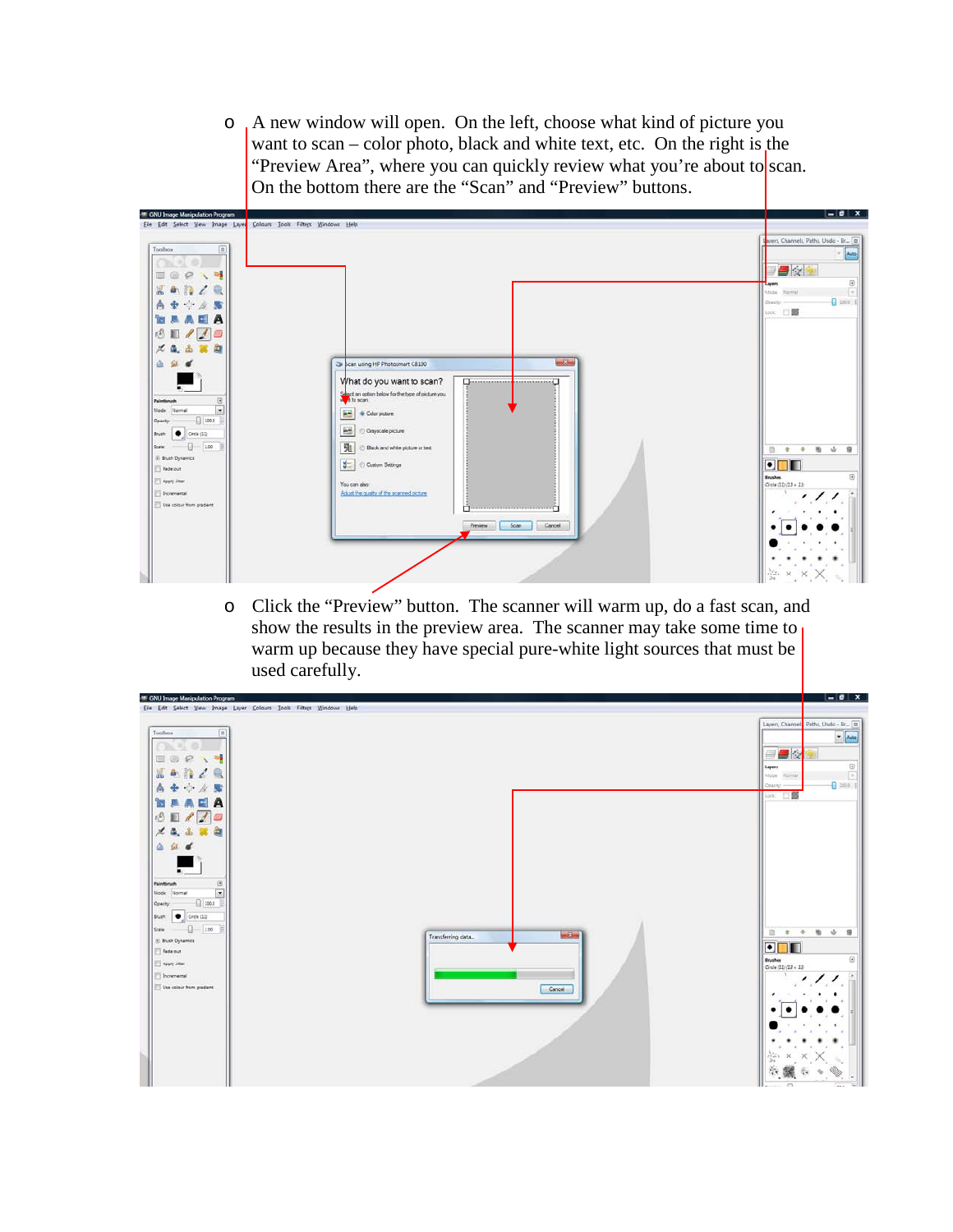- A new window will open. On the left, choose what kind of picture you want to scan – color photo, black and white text, etc. On the right is the "Preview Area", where you can quickly review what you're about to scan. On the bottom there are the "Scan" and "Preview" buttons.

- Click the "Preview" button. The scanner will warm up, do a fast scan, and show the results in the preview area. The scanner may take some time to warm up because they have special pure-white light sources that must be used carefully.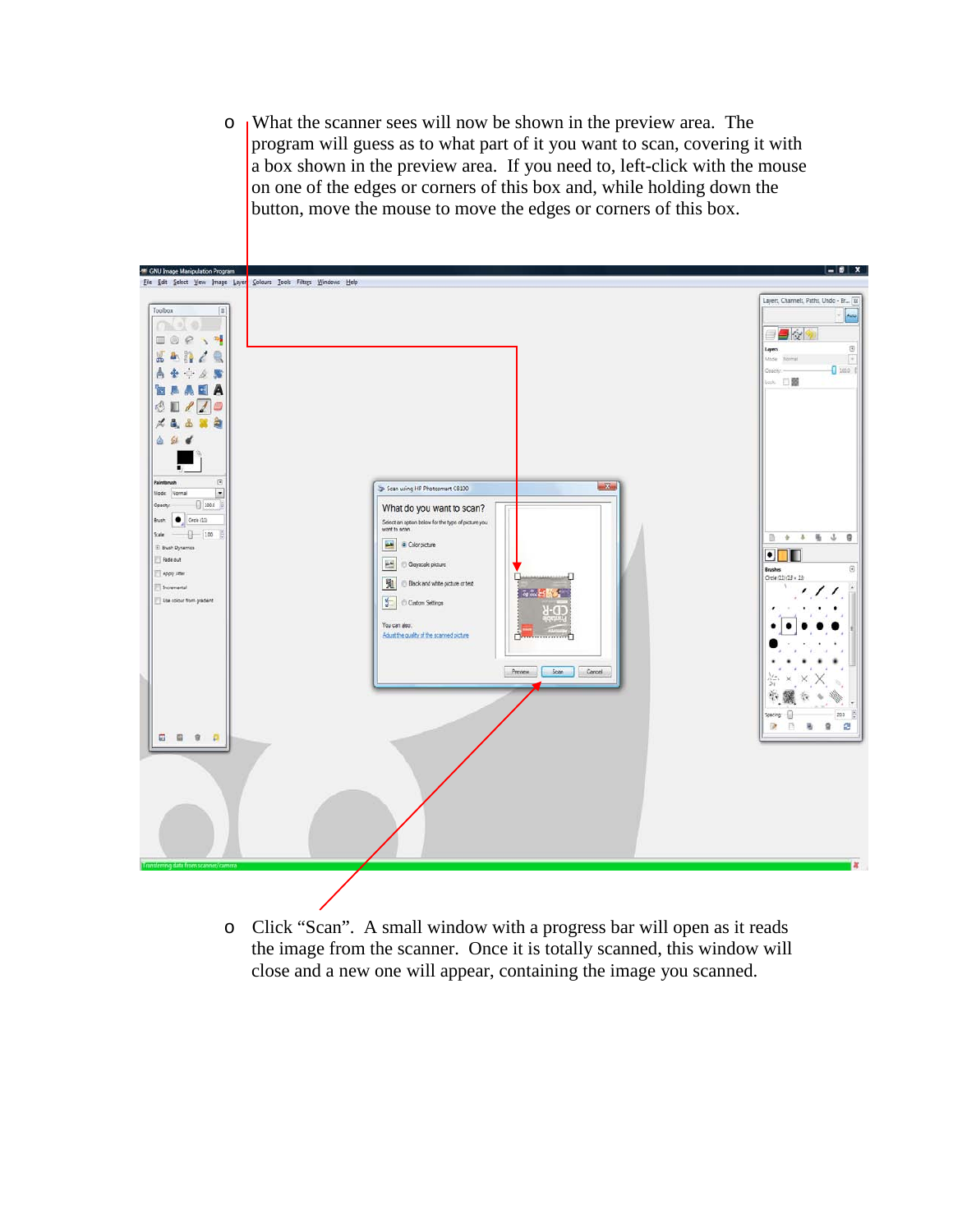- What the scanner sees will now be shown in the preview area. The program will guess as to what part of it you want to scan, covering it with a box shown in the preview area. If you need to, left-click with the mouse on one of the edges or corners of this box and, while holding down the button, move the mouse to move the edges or corners of this box.

- Click “Scan”. A small window with a progress bar will open as it reads the image from the scanner. Once it is totally scanned, this window will close and a new one will appear, containing the image you scanned.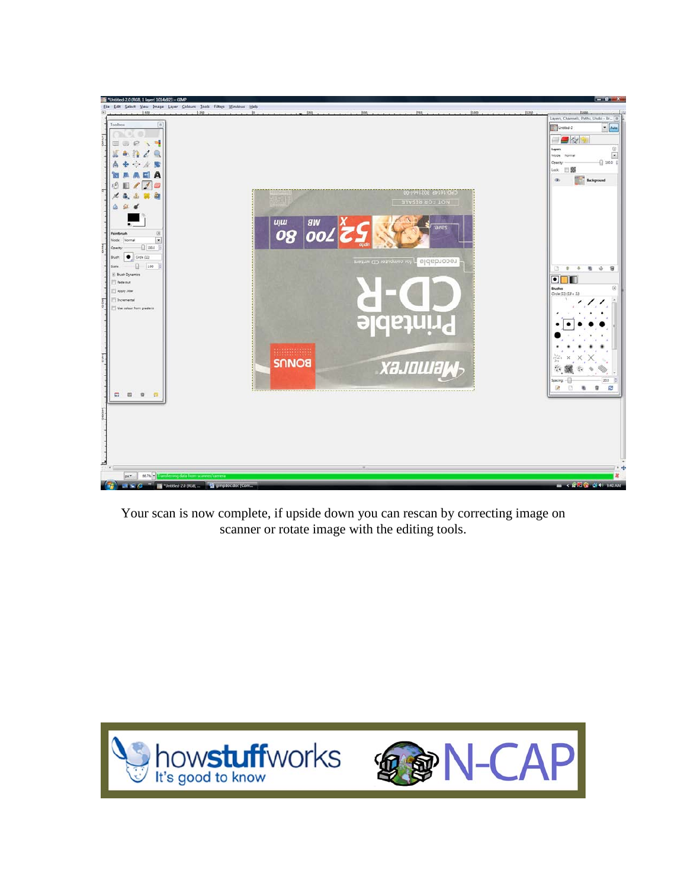Your scan is now complete, if upside down you can rescan by correcting image on scanner or rotate image with the editing tools.